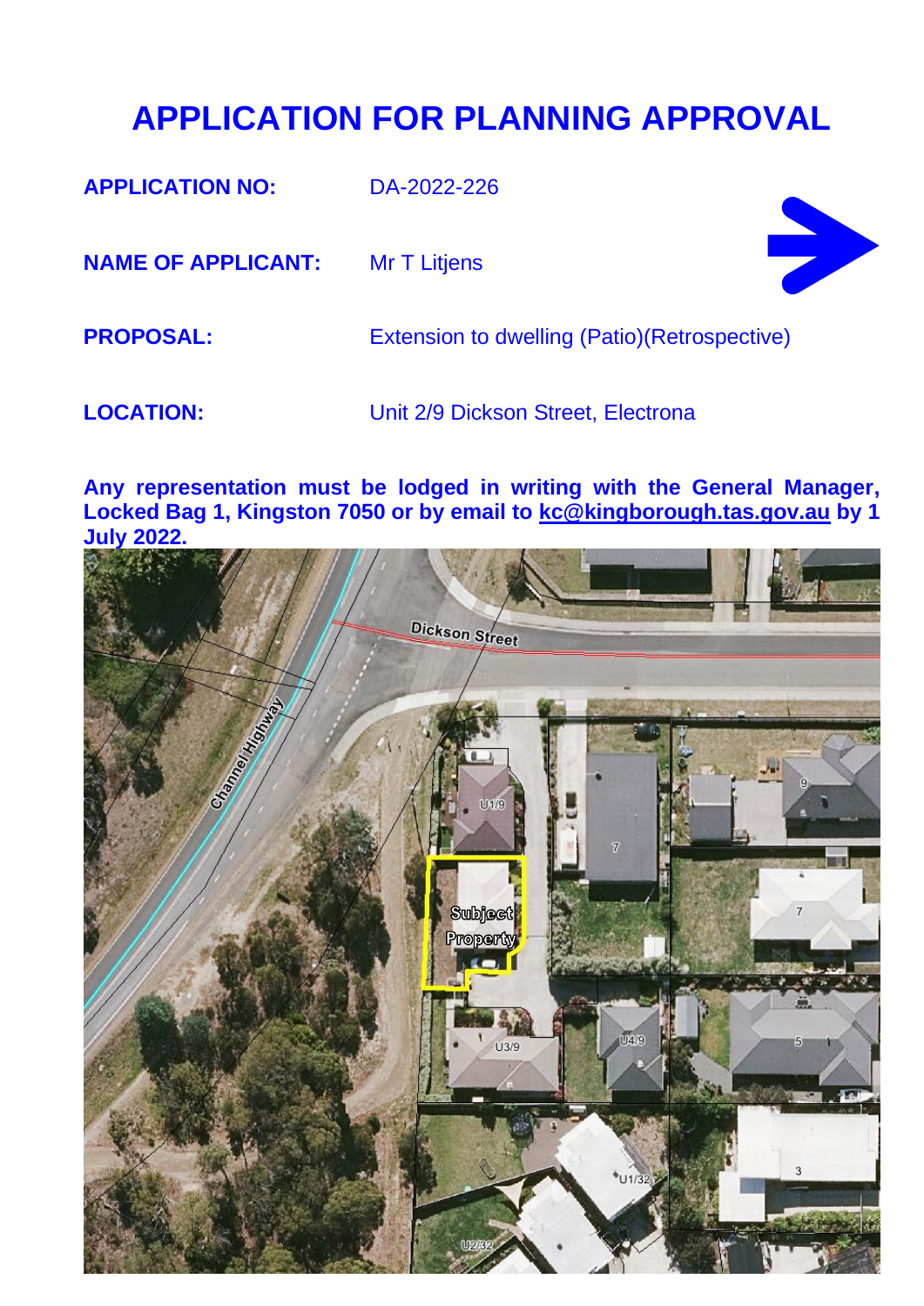# APPLICATION FOR PLANNING APPROVAL

**APPLICATION NO:** DA-2022-226

**NAME OF APPLICANT:** Mr T Litjens

**PROPOSAL:** Extension to dwelling (Patio)(Retrospective)

**LOCATION:** Unit 2/9 Dickson Street, Electrona

**Any representation must be lodged in writing with the General Manager, Locked Bag 1, Kingston 7050 or by email to kc@kingborough.tas.gov.au by 1 July 2022.**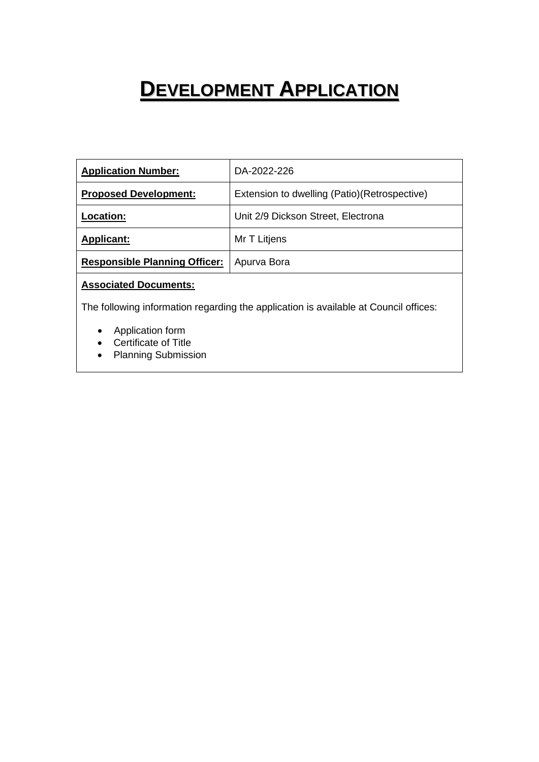# DEVELOPMENT APPLICATION

| Application Number: | DA-2022-226 |
| --- | --- |
| Proposed Development: | Extension to dwelling (Patio)(Retrospective) |
| Location: | Unit 2/9 Dickson Street, Electrona |
| Applicant: | Mr T Litjens |
| Responsible Planning Officer: | Apurva Bora |

**Associated Documents:**

The following information regarding the application is available at Council offices:

- Application form
- Certificate of Title
- Planning Submission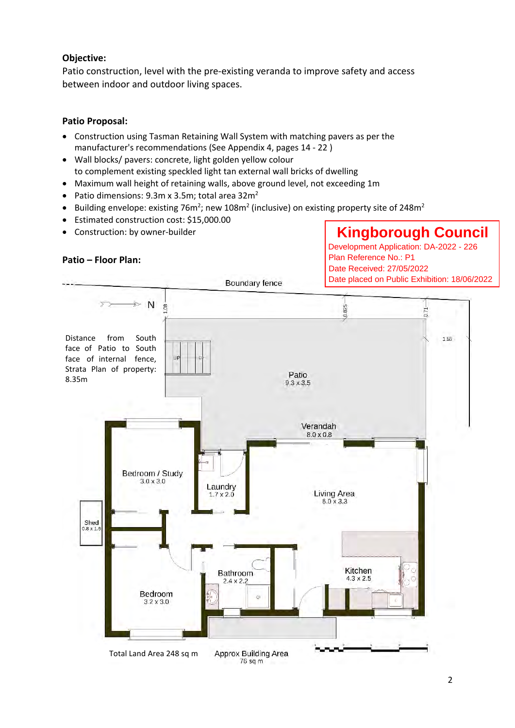**Objective:**

Patio construction, level with the pre-existing veranda to improve safety and access between indoor and outdoor living spaces.

**Patio Proposal:**

- Construction using Tasman Retaining Wall System with matching pavers as per the manufacturer's recommendations (See Appendix 4, pages 14 - 22 )
- Wall blocks/ pavers: concrete, light golden yellow colour to complement existing speckled light tan external wall bricks of dwelling
- Maximum wall height of retaining walls, above ground level, not exceeding 1m
- Patio dimensions: 9.3m x 3.5m; total area $32m^2$
- Building envelope: existing $76m^2$; new $108m^2$ (inclusive) on existing property site of $248m^2$
- Estimated construction cost: $15,000.00
- Construction: by owner-builder

**Kingborough Council**
Development Application: DA-2022 - 226
Plan Reference No.: P1
Date Received: 27/05/2022
Date placed on Public Exhibition: 18/06/2022

**Patio – Floor Plan:**

Boundary fence

N

Distance from South face of Patio to South face of internal fence, Strata Plan of property: 8.35m

1.08 0.825 0.71 1.55

UP

Patio
9.3 x 3.5

Verandah
8.0 x 0.8

Bedroom / Study
3.0 x 3.0

Laundry
1.7 x 2.0

Living Area
6.0 x 3.3

Shed
0.8 x 1.5

Bathroom
2.4 x 2.2

Kitchen
4.3 x 2.5

Bedroom
3.2 x 3.0

Total Land Area 248 sq m

Approx Building Area
76 sq m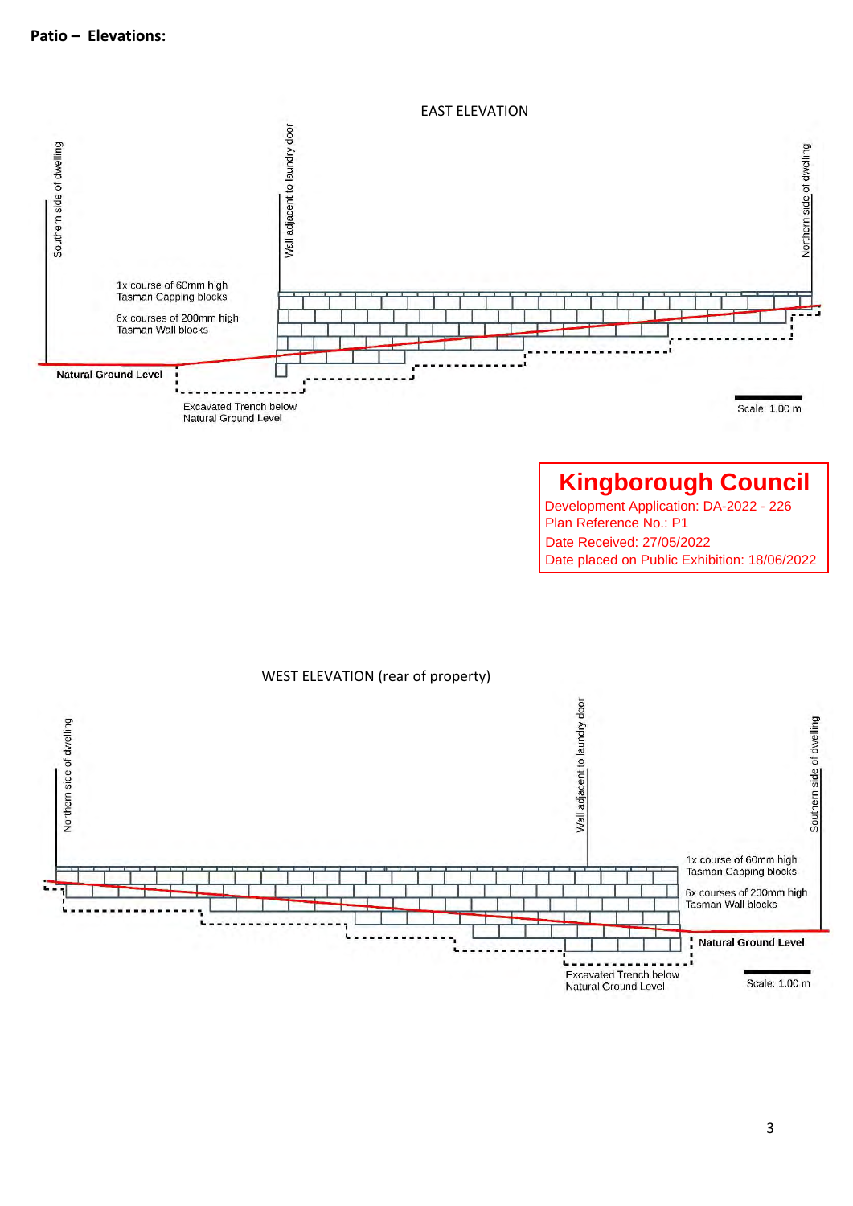**Patio – Elevations:**

EAST ELEVATION

Southern side of dwelling

Wall adjacent to laundry door

Northern side of dwelling

1x course of 60mm high Tasman Capping blocks

6x courses of 200mm high Tasman Wall blocks

Natural Ground Level

Excavated Trench below Natural Ground Level

Scale: 1.00 m

**Kingborough Council**
Development Application: DA-2022 - 226
Plan Reference No.: P1
Date Received: 27/05/2022
Date placed on Public Exhibition: 18/06/2022

WEST ELEVATION (rear of property)

Northern side of dwelling

Wall adjacent to laundry door

Southern side of dwelling

1x course of 60mm high Tasman Capping blocks

6x courses of 200mm high Tasman Wall blocks

Natural Ground Level

Excavated Trench below Natural Ground Level

Scale: 1.00 m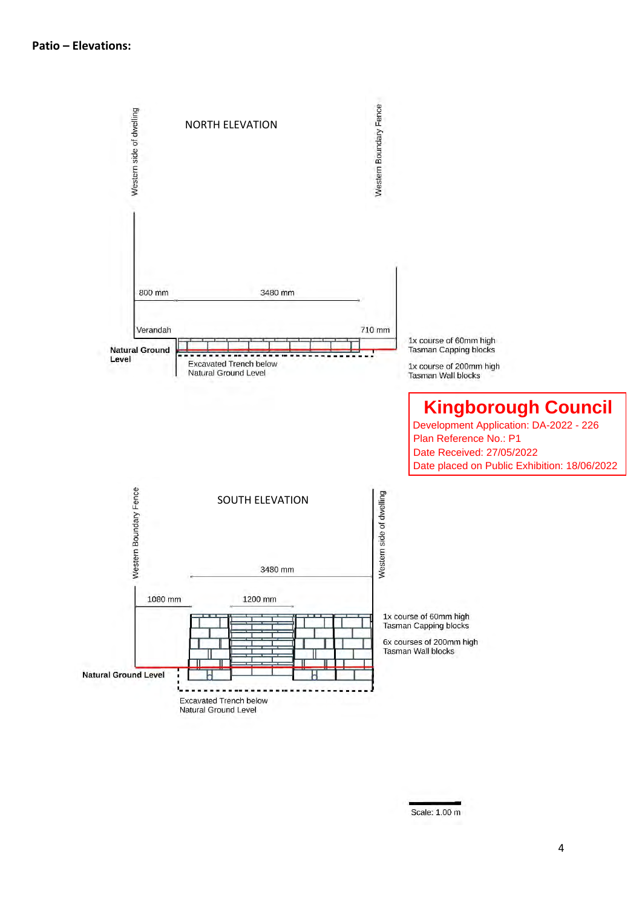**Patio – Elevations:**

NORTH ELEVATION

Western side of dwelling

Western Boundary Fence

800 mm

3480 mm

Verandah

710 mm

Natural Ground Level

Excavated Trench below Natural Ground Level

1x course of 60mm high Tasman Capping blocks

1x course of 200mm high Tasman Wall blocks

**Kingborough Council**
Development Application: DA-2022 - 226
Plan Reference No.: P1
Date Received: 27/05/2022
Date placed on Public Exhibition: 18/06/2022

SOUTH ELEVATION

Western Boundary Fence

Western side of dwelling

3480 mm

1080 mm

1200 mm

1x course of 60mm high Tasman Capping blocks

6x courses of 200mm high Tasman Wall blocks

Natural Ground Level

Excavated Trench below Natural Ground Level

Scale: 1.00 m